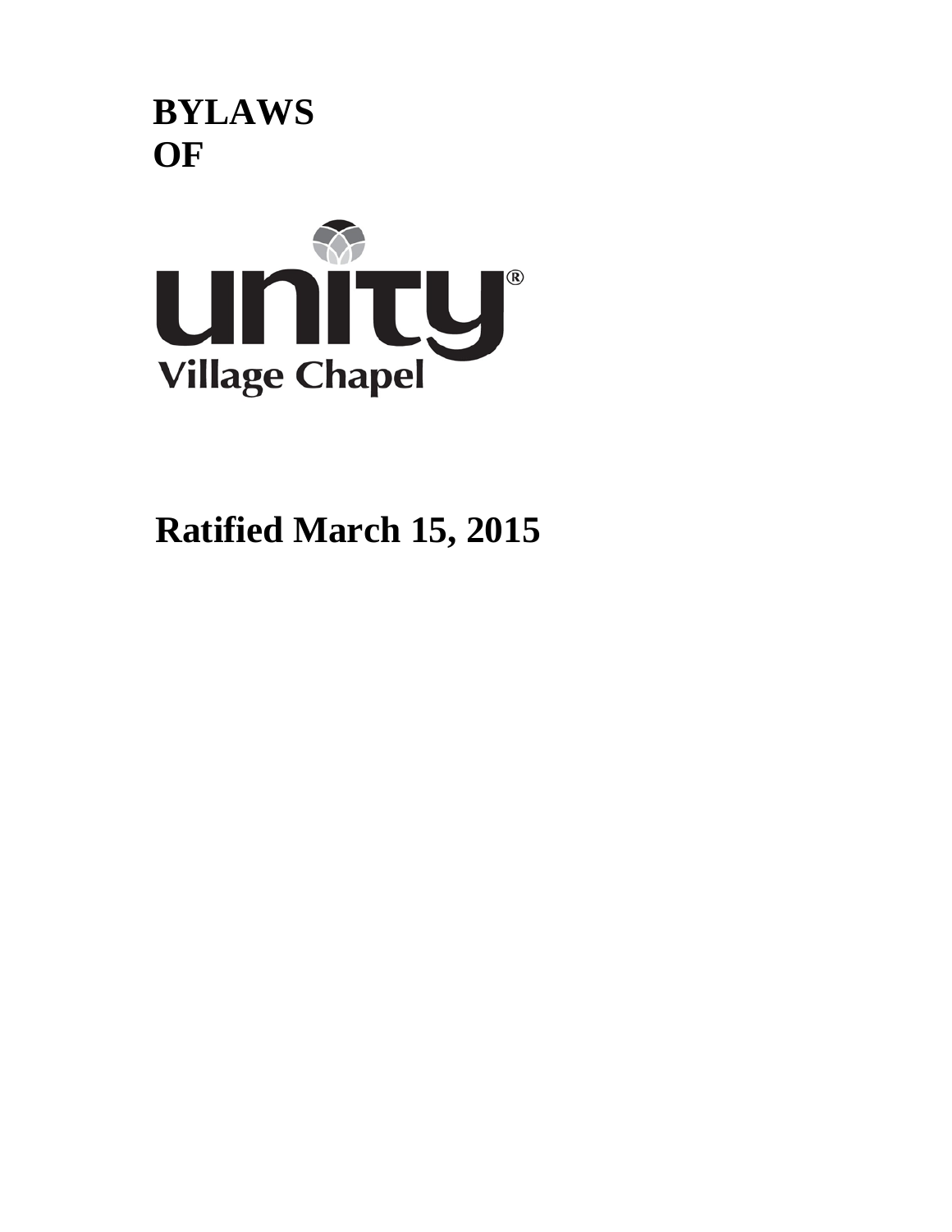# BYLAWS
# OF

unity®

Village Chapel

## Ratified March 15, 2015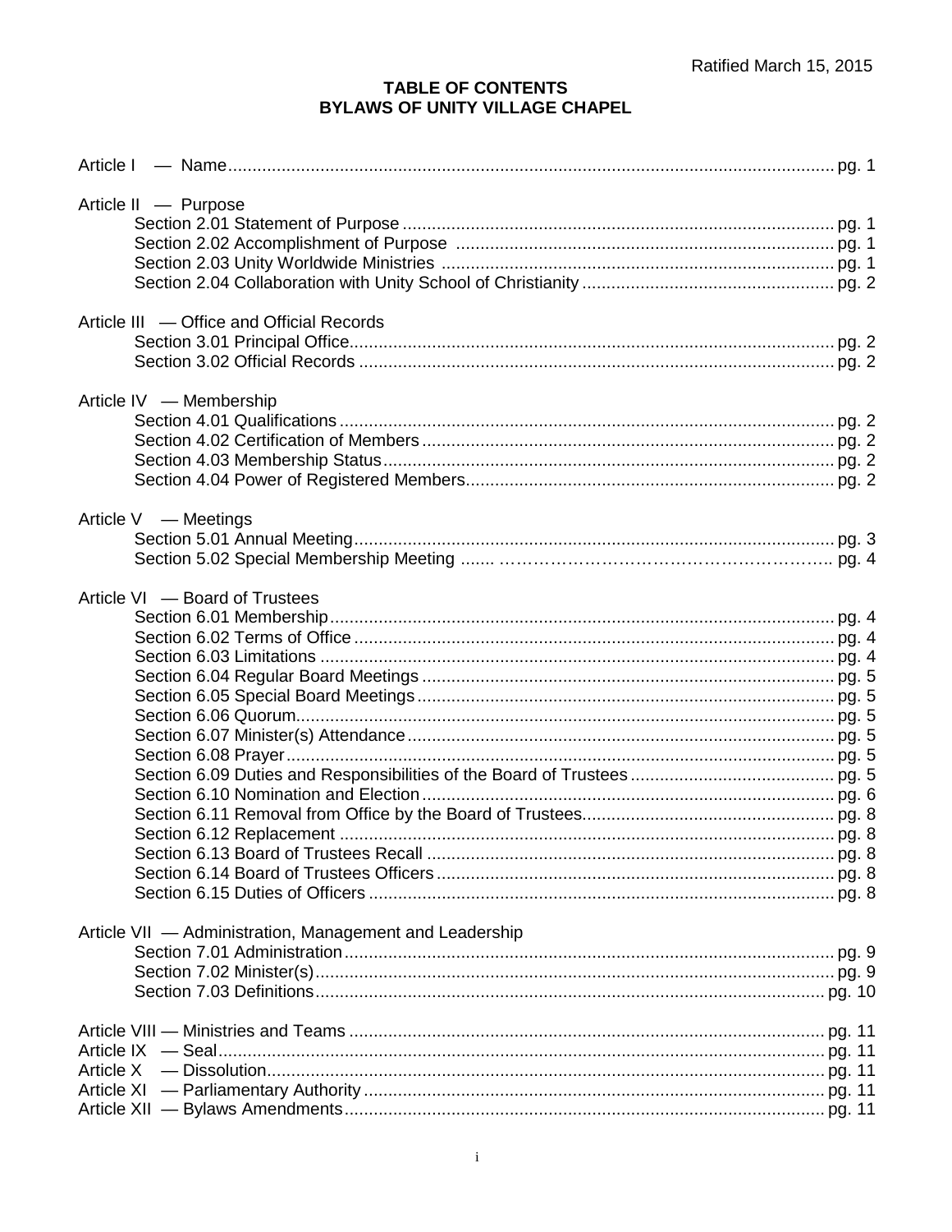Ratified March 15, 2015

# TABLE OF CONTENTS
# BYLAWS OF UNITY VILLAGE CHAPEL

Article I — Name ... pg. 1

Article II — Purpose
- Section 2.01 Statement of Purpose ... pg. 1
- Section 2.02 Accomplishment of Purpose ... pg. 1
- Section 2.03 Unity Worldwide Ministries ... pg. 1
- Section 2.04 Collaboration with Unity School of Christianity ... pg. 2

Article III — Office and Official Records
- Section 3.01 Principal Office ... pg. 2
- Section 3.02 Official Records ... pg. 2

Article IV — Membership
- Section 4.01 Qualifications ... pg. 2
- Section 4.02 Certification of Members ... pg. 2
- Section 4.03 Membership Status ... pg. 2
- Section 4.04 Power of Registered Members ... pg. 2

Article V — Meetings
- Section 5.01 Annual Meeting ... pg. 3
- Section 5.02 Special Membership Meeting ... pg. 4

Article VI — Board of Trustees
- Section 6.01 Membership ... pg. 4
- Section 6.02 Terms of Office ... pg. 4
- Section 6.03 Limitations ... pg. 4
- Section 6.04 Regular Board Meetings ... pg. 5
- Section 6.05 Special Board Meetings ... pg. 5
- Section 6.06 Quorum ... pg. 5
- Section 6.07 Minister(s) Attendance ... pg. 5
- Section 6.08 Prayer ... pg. 5
- Section 6.09 Duties and Responsibilities of the Board of Trustees ... pg. 5
- Section 6.10 Nomination and Election ... pg. 6
- Section 6.11 Removal from Office by the Board of Trustees ... pg. 8
- Section 6.12 Replacement ... pg. 8
- Section 6.13 Board of Trustees Recall ... pg. 8
- Section 6.14 Board of Trustees Officers ... pg. 8
- Section 6.15 Duties of Officers ... pg. 8

Article VII — Administration, Management and Leadership
- Section 7.01 Administration ... pg. 9
- Section 7.02 Minister(s) ... pg. 9
- Section 7.03 Definitions ... pg. 10

Article VIII — Ministries and Teams ... pg. 11

Article IX — Seal ... pg. 11

Article X — Dissolution ... pg. 11

Article XI — Parliamentary Authority ... pg. 11

Article XII — Bylaws Amendments ... pg. 11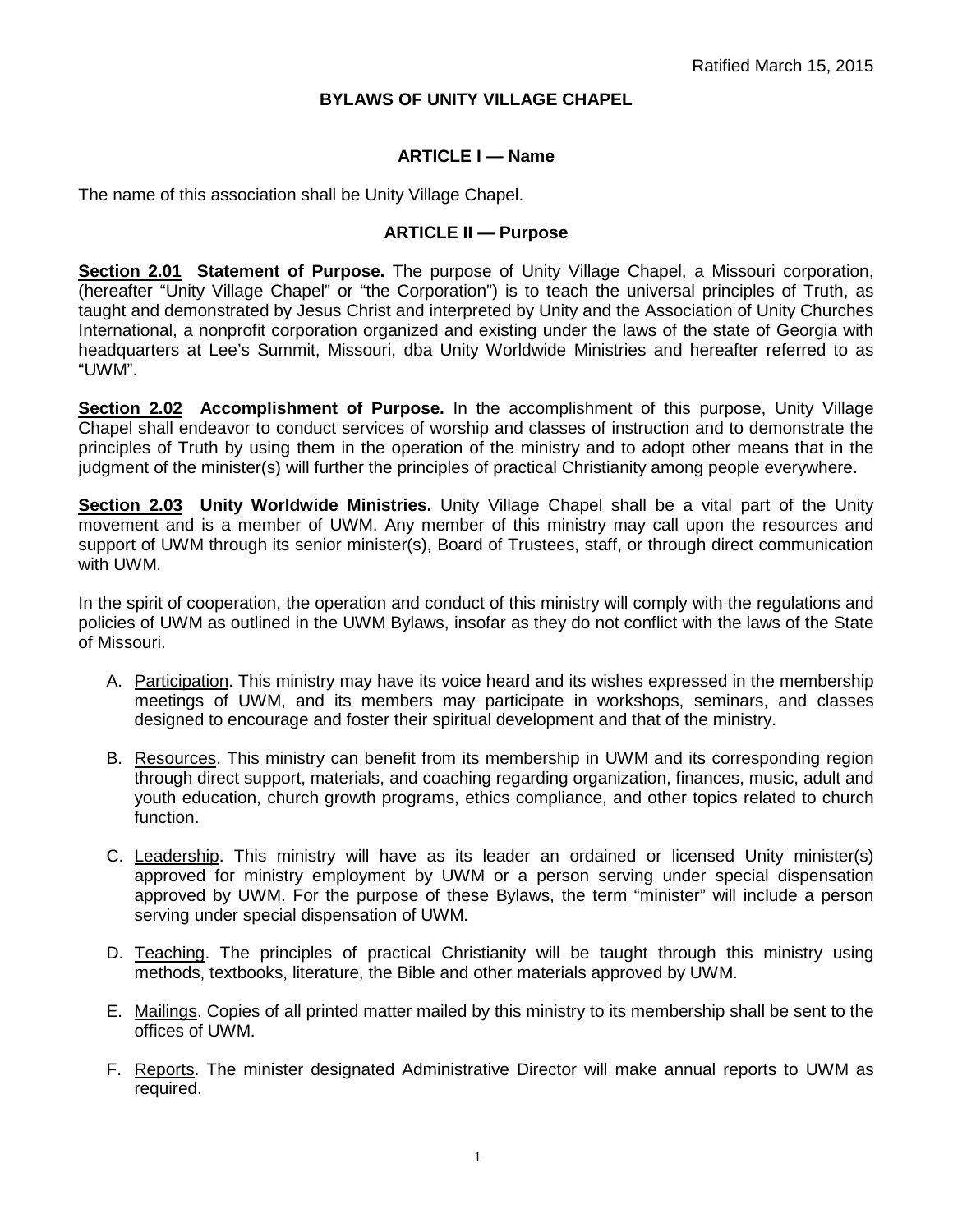Ratified March 15, 2015

# BYLAWS OF UNITY VILLAGE CHAPEL

## ARTICLE I — Name

The name of this association shall be Unity Village Chapel.

## ARTICLE II — Purpose

**Section 2.01 Statement of Purpose.** The purpose of Unity Village Chapel, a Missouri corporation, (hereafter "Unity Village Chapel" or "the Corporation") is to teach the universal principles of Truth, as taught and demonstrated by Jesus Christ and interpreted by Unity and the Association of Unity Churches International, a nonprofit corporation organized and existing under the laws of the state of Georgia with headquarters at Lee's Summit, Missouri, dba Unity Worldwide Ministries and hereafter referred to as "UWM".

**Section 2.02 Accomplishment of Purpose.** In the accomplishment of this purpose, Unity Village Chapel shall endeavor to conduct services of worship and classes of instruction and to demonstrate the principles of Truth by using them in the operation of the ministry and to adopt other means that in the judgment of the minister(s) will further the principles of practical Christianity among people everywhere.

**Section 2.03 Unity Worldwide Ministries.** Unity Village Chapel shall be a vital part of the Unity movement and is a member of UWM. Any member of this ministry may call upon the resources and support of UWM through its senior minister(s), Board of Trustees, staff, or through direct communication with UWM.

In the spirit of cooperation, the operation and conduct of this ministry will comply with the regulations and policies of UWM as outlined in the UWM Bylaws, insofar as they do not conflict with the laws of the State of Missouri.

A. Participation. This ministry may have its voice heard and its wishes expressed in the membership meetings of UWM, and its members may participate in workshops, seminars, and classes designed to encourage and foster their spiritual development and that of the ministry.

B. Resources. This ministry can benefit from its membership in UWM and its corresponding region through direct support, materials, and coaching regarding organization, finances, music, adult and youth education, church growth programs, ethics compliance, and other topics related to church function.

C. Leadership. This ministry will have as its leader an ordained or licensed Unity minister(s) approved for ministry employment by UWM or a person serving under special dispensation approved by UWM. For the purpose of these Bylaws, the term "minister" will include a person serving under special dispensation of UWM.

D. Teaching. The principles of practical Christianity will be taught through this ministry using methods, textbooks, literature, the Bible and other materials approved by UWM.

E. Mailings. Copies of all printed matter mailed by this ministry to its membership shall be sent to the offices of UWM.

F. Reports. The minister designated Administrative Director will make annual reports to UWM as required.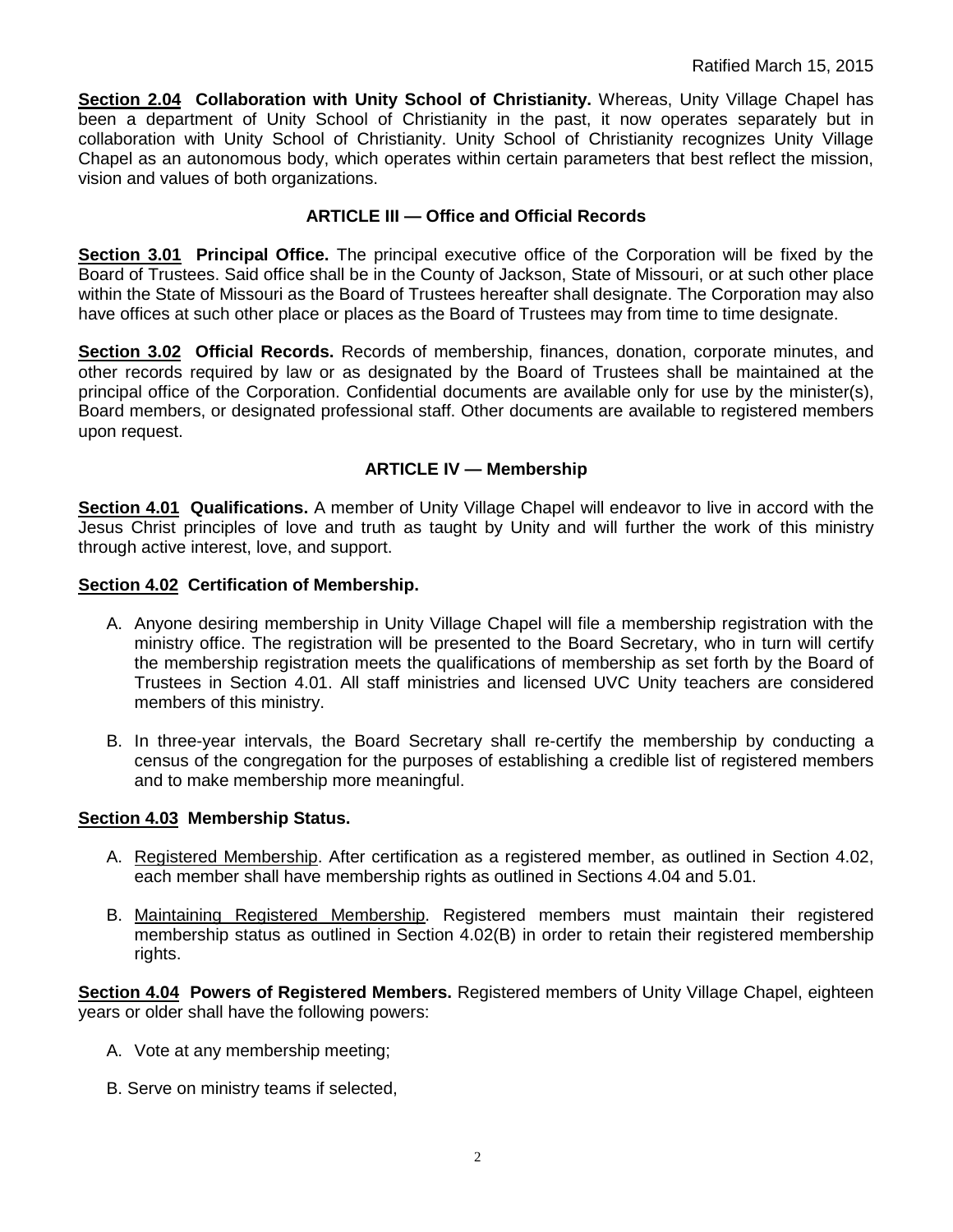**Section 2.04 Collaboration with Unity School of Christianity.** Whereas, Unity Village Chapel has been a department of Unity School of Christianity in the past, it now operates separately but in collaboration with Unity School of Christianity. Unity School of Christianity recognizes Unity Village Chapel as an autonomous body, which operates within certain parameters that best reflect the mission, vision and values of both organizations.

### ARTICLE III — Office and Official Records

**Section 3.01 Principal Office.** The principal executive office of the Corporation will be fixed by the Board of Trustees. Said office shall be in the County of Jackson, State of Missouri, or at such other place within the State of Missouri as the Board of Trustees hereafter shall designate. The Corporation may also have offices at such other place or places as the Board of Trustees may from time to time designate.

**Section 3.02 Official Records.** Records of membership, finances, donation, corporate minutes, and other records required by law or as designated by the Board of Trustees shall be maintained at the principal office of the Corporation. Confidential documents are available only for use by the minister(s), Board members, or designated professional staff. Other documents are available to registered members upon request.

### ARTICLE IV — Membership

**Section 4.01 Qualifications.** A member of Unity Village Chapel will endeavor to live in accord with the Jesus Christ principles of love and truth as taught by Unity and will further the work of this ministry through active interest, love, and support.

**Section 4.02 Certification of Membership.**

A. Anyone desiring membership in Unity Village Chapel will file a membership registration with the ministry office. The registration will be presented to the Board Secretary, who in turn will certify the membership registration meets the qualifications of membership as set forth by the Board of Trustees in Section 4.01. All staff ministries and licensed UVC Unity teachers are considered members of this ministry.

B. In three-year intervals, the Board Secretary shall re-certify the membership by conducting a census of the congregation for the purposes of establishing a credible list of registered members and to make membership more meaningful.

**Section 4.03 Membership Status.**

A. Registered Membership. After certification as a registered member, as outlined in Section 4.02, each member shall have membership rights as outlined in Sections 4.04 and 5.01.

B. Maintaining Registered Membership. Registered members must maintain their registered membership status as outlined in Section 4.02(B) in order to retain their registered membership rights.

**Section 4.04 Powers of Registered Members.** Registered members of Unity Village Chapel, eighteen years or older shall have the following powers:

A. Vote at any membership meeting;

B. Serve on ministry teams if selected,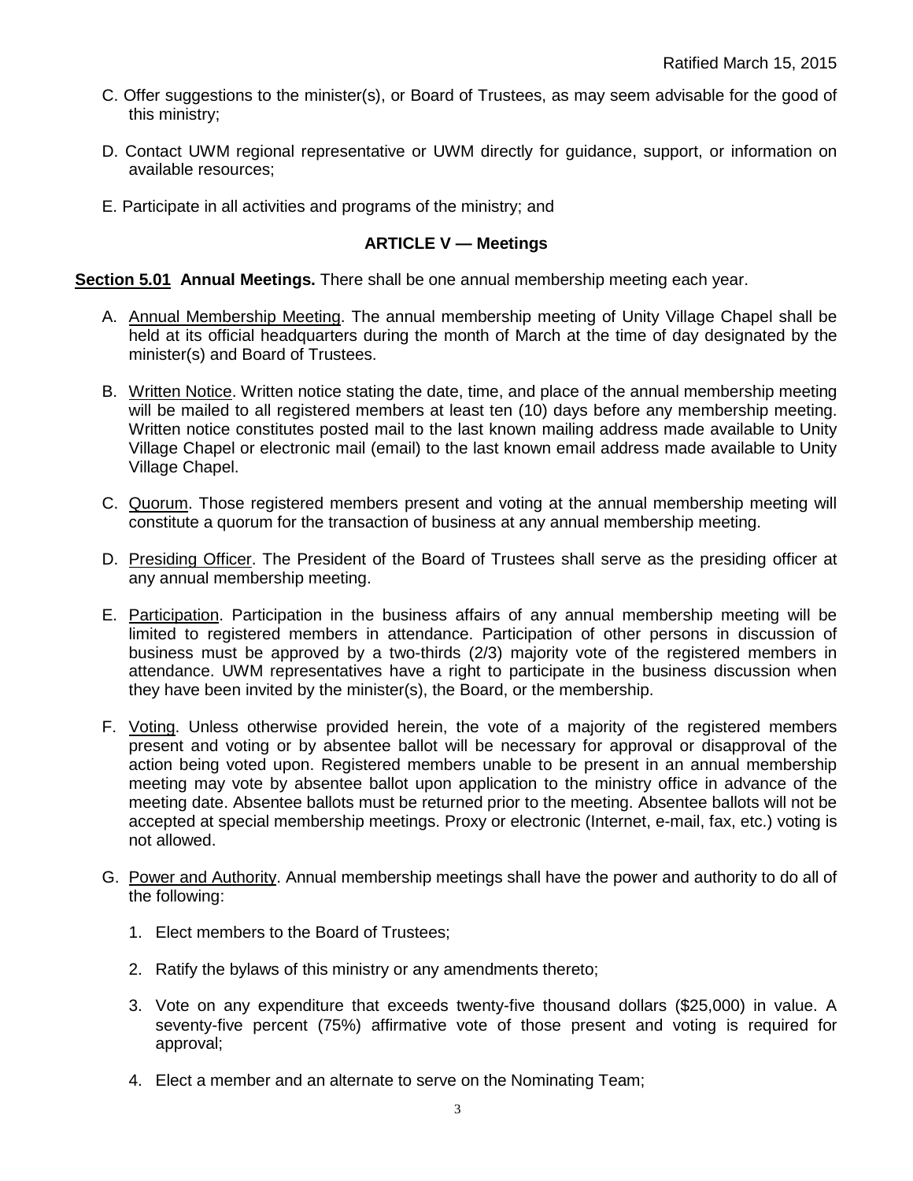C. Offer suggestions to the minister(s), or Board of Trustees, as may seem advisable for the good of this ministry;

D. Contact UWM regional representative or UWM directly for guidance, support, or information on available resources;

E. Participate in all activities and programs of the ministry; and

## ARTICLE V — Meetings

**Section 5.01 Annual Meetings.** There shall be one annual membership meeting each year.

A. Annual Membership Meeting. The annual membership meeting of Unity Village Chapel shall be held at its official headquarters during the month of March at the time of day designated by the minister(s) and Board of Trustees.

B. Written Notice. Written notice stating the date, time, and place of the annual membership meeting will be mailed to all registered members at least ten (10) days before any membership meeting. Written notice constitutes posted mail to the last known mailing address made available to Unity Village Chapel or electronic mail (email) to the last known email address made available to Unity Village Chapel.

C. Quorum. Those registered members present and voting at the annual membership meeting will constitute a quorum for the transaction of business at any annual membership meeting.

D. Presiding Officer. The President of the Board of Trustees shall serve as the presiding officer at any annual membership meeting.

E. Participation. Participation in the business affairs of any annual membership meeting will be limited to registered members in attendance. Participation of other persons in discussion of business must be approved by a two-thirds (2/3) majority vote of the registered members in attendance. UWM representatives have a right to participate in the business discussion when they have been invited by the minister(s), the Board, or the membership.

F. Voting. Unless otherwise provided herein, the vote of a majority of the registered members present and voting or by absentee ballot will be necessary for approval or disapproval of the action being voted upon. Registered members unable to be present in an annual membership meeting may vote by absentee ballot upon application to the ministry office in advance of the meeting date. Absentee ballots must be returned prior to the meeting. Absentee ballots will not be accepted at special membership meetings. Proxy or electronic (Internet, e-mail, fax, etc.) voting is not allowed.

G. Power and Authority. Annual membership meetings shall have the power and authority to do all of the following:

1. Elect members to the Board of Trustees;

2. Ratify the bylaws of this ministry or any amendments thereto;

3. Vote on any expenditure that exceeds twenty-five thousand dollars ($25,000) in value. A seventy-five percent (75%) affirmative vote of those present and voting is required for approval;

4. Elect a member and an alternate to serve on the Nominating Team;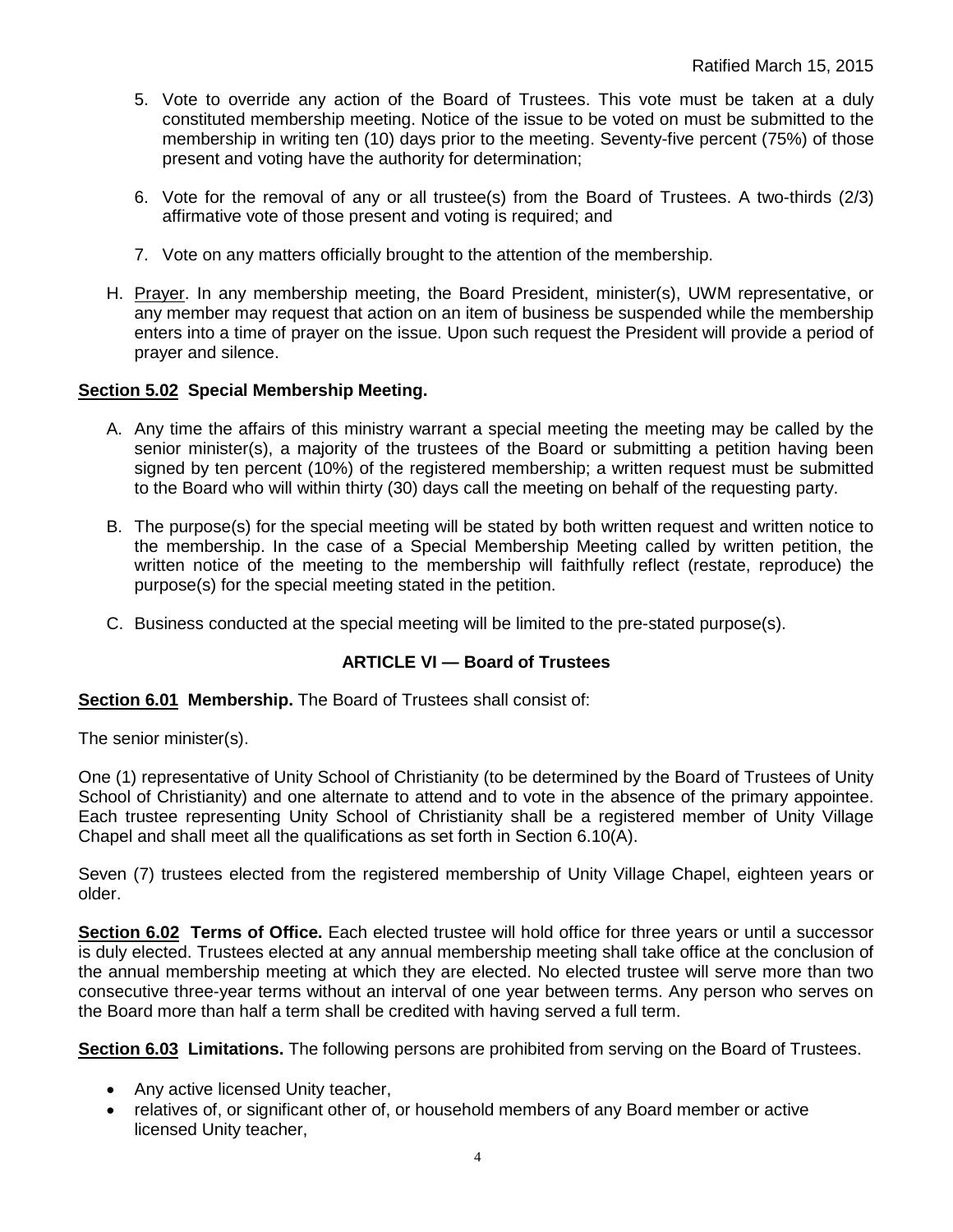5. Vote to override any action of the Board of Trustees. This vote must be taken at a duly constituted membership meeting. Notice of the issue to be voted on must be submitted to the membership in writing ten (10) days prior to the meeting. Seventy-five percent (75%) of those present and voting have the authority for determination;

6. Vote for the removal of any or all trustee(s) from the Board of Trustees. A two-thirds (2/3) affirmative vote of those present and voting is required; and

7. Vote on any matters officially brought to the attention of the membership.

H. Prayer. In any membership meeting, the Board President, minister(s), UWM representative, or any member may request that action on an item of business be suspended while the membership enters into a time of prayer on the issue. Upon such request the President will provide a period of prayer and silence.

**Section 5.02 Special Membership Meeting.**

A. Any time the affairs of this ministry warrant a special meeting the meeting may be called by the senior minister(s), a majority of the trustees of the Board or submitting a petition having been signed by ten percent (10%) of the registered membership; a written request must be submitted to the Board who will within thirty (30) days call the meeting on behalf of the requesting party.

B. The purpose(s) for the special meeting will be stated by both written request and written notice to the membership. In the case of a Special Membership Meeting called by written petition, the written notice of the meeting to the membership will faithfully reflect (restate, reproduce) the purpose(s) for the special meeting stated in the petition.

C. Business conducted at the special meeting will be limited to the pre-stated purpose(s).

## ARTICLE VI — Board of Trustees

**Section 6.01 Membership.** The Board of Trustees shall consist of:

The senior minister(s).

One (1) representative of Unity School of Christianity (to be determined by the Board of Trustees of Unity School of Christianity) and one alternate to attend and to vote in the absence of the primary appointee. Each trustee representing Unity School of Christianity shall be a registered member of Unity Village Chapel and shall meet all the qualifications as set forth in Section 6.10(A).

Seven (7) trustees elected from the registered membership of Unity Village Chapel, eighteen years or older.

**Section 6.02 Terms of Office.** Each elected trustee will hold office for three years or until a successor is duly elected. Trustees elected at any annual membership meeting shall take office at the conclusion of the annual membership meeting at which they are elected. No elected trustee will serve more than two consecutive three-year terms without an interval of one year between terms. Any person who serves on the Board more than half a term shall be credited with having served a full term.

**Section 6.03 Limitations.** The following persons are prohibited from serving on the Board of Trustees.

- Any active licensed Unity teacher,
- relatives of, or significant other of, or household members of any Board member or active licensed Unity teacher,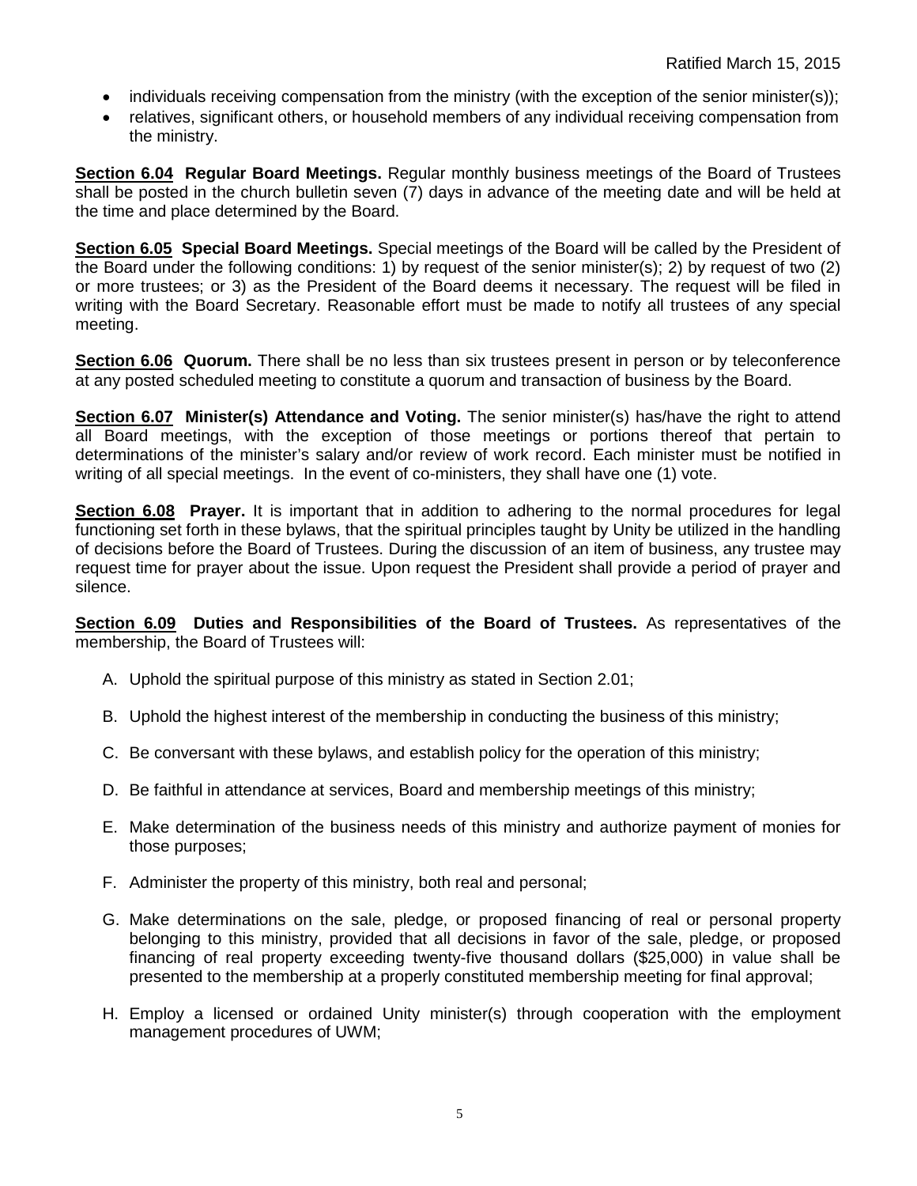- individuals receiving compensation from the ministry (with the exception of the senior minister(s));
- relatives, significant others, or household members of any individual receiving compensation from the ministry.

**Section 6.04 Regular Board Meetings.** Regular monthly business meetings of the Board of Trustees shall be posted in the church bulletin seven (7) days in advance of the meeting date and will be held at the time and place determined by the Board.

**Section 6.05 Special Board Meetings.** Special meetings of the Board will be called by the President of the Board under the following conditions: 1) by request of the senior minister(s); 2) by request of two (2) or more trustees; or 3) as the President of the Board deems it necessary. The request will be filed in writing with the Board Secretary. Reasonable effort must be made to notify all trustees of any special meeting.

**Section 6.06 Quorum.** There shall be no less than six trustees present in person or by teleconference at any posted scheduled meeting to constitute a quorum and transaction of business by the Board.

**Section 6.07 Minister(s) Attendance and Voting.** The senior minister(s) has/have the right to attend all Board meetings, with the exception of those meetings or portions thereof that pertain to determinations of the minister's salary and/or review of work record. Each minister must be notified in writing of all special meetings. In the event of co-ministers, they shall have one (1) vote.

**Section 6.08 Prayer.** It is important that in addition to adhering to the normal procedures for legal functioning set forth in these bylaws, that the spiritual principles taught by Unity be utilized in the handling of decisions before the Board of Trustees. During the discussion of an item of business, any trustee may request time for prayer about the issue. Upon request the President shall provide a period of prayer and silence.

**Section 6.09 Duties and Responsibilities of the Board of Trustees.** As representatives of the membership, the Board of Trustees will:

A. Uphold the spiritual purpose of this ministry as stated in Section 2.01;

B. Uphold the highest interest of the membership in conducting the business of this ministry;

C. Be conversant with these bylaws, and establish policy for the operation of this ministry;

D. Be faithful in attendance at services, Board and membership meetings of this ministry;

E. Make determination of the business needs of this ministry and authorize payment of monies for those purposes;

F. Administer the property of this ministry, both real and personal;

G. Make determinations on the sale, pledge, or proposed financing of real or personal property belonging to this ministry, provided that all decisions in favor of the sale, pledge, or proposed financing of real property exceeding twenty-five thousand dollars ($25,000) in value shall be presented to the membership at a properly constituted membership meeting for final approval;

H. Employ a licensed or ordained Unity minister(s) through cooperation with the employment management procedures of UWM;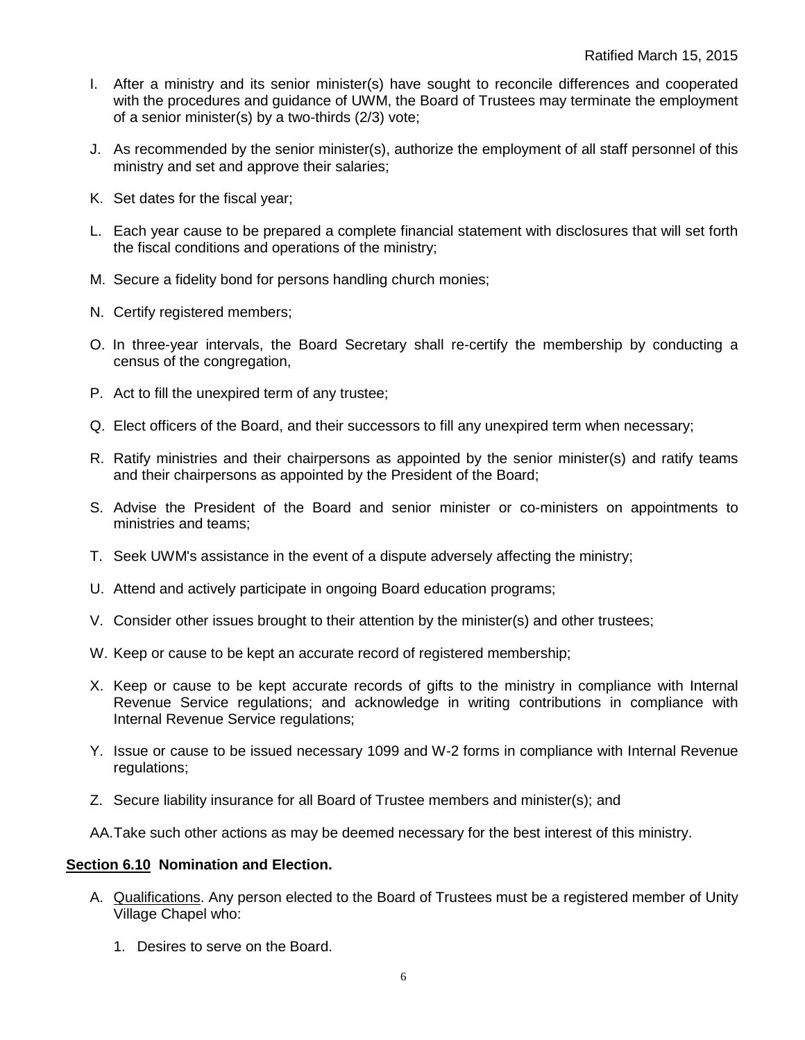I. After a ministry and its senior minister(s) have sought to reconcile differences and cooperated with the procedures and guidance of UWM, the Board of Trustees may terminate the employment of a senior minister(s) by a two-thirds (2/3) vote;

J. As recommended by the senior minister(s), authorize the employment of all staff personnel of this ministry and set and approve their salaries;

K. Set dates for the fiscal year;

L. Each year cause to be prepared a complete financial statement with disclosures that will set forth the fiscal conditions and operations of the ministry;

M. Secure a fidelity bond for persons handling church monies;

N. Certify registered members;

O. In three-year intervals, the Board Secretary shall re-certify the membership by conducting a census of the congregation,

P. Act to fill the unexpired term of any trustee;

Q. Elect officers of the Board, and their successors to fill any unexpired term when necessary;

R. Ratify ministries and their chairpersons as appointed by the senior minister(s) and ratify teams and their chairpersons as appointed by the President of the Board;

S. Advise the President of the Board and senior minister or co-ministers on appointments to ministries and teams;

T. Seek UWM's assistance in the event of a dispute adversely affecting the ministry;

U. Attend and actively participate in ongoing Board education programs;

V. Consider other issues brought to their attention by the minister(s) and other trustees;

W. Keep or cause to be kept an accurate record of registered membership;

X. Keep or cause to be kept accurate records of gifts to the ministry in compliance with Internal Revenue Service regulations; and acknowledge in writing contributions in compliance with Internal Revenue Service regulations;

Y. Issue or cause to be issued necessary 1099 and W-2 forms in compliance with Internal Revenue regulations;

Z. Secure liability insurance for all Board of Trustee members and minister(s); and

AA. Take such other actions as may be deemed necessary for the best interest of this ministry.

**Section 6.10 Nomination and Election.**

A. Qualifications. Any person elected to the Board of Trustees must be a registered member of Unity Village Chapel who:

1. Desires to serve on the Board.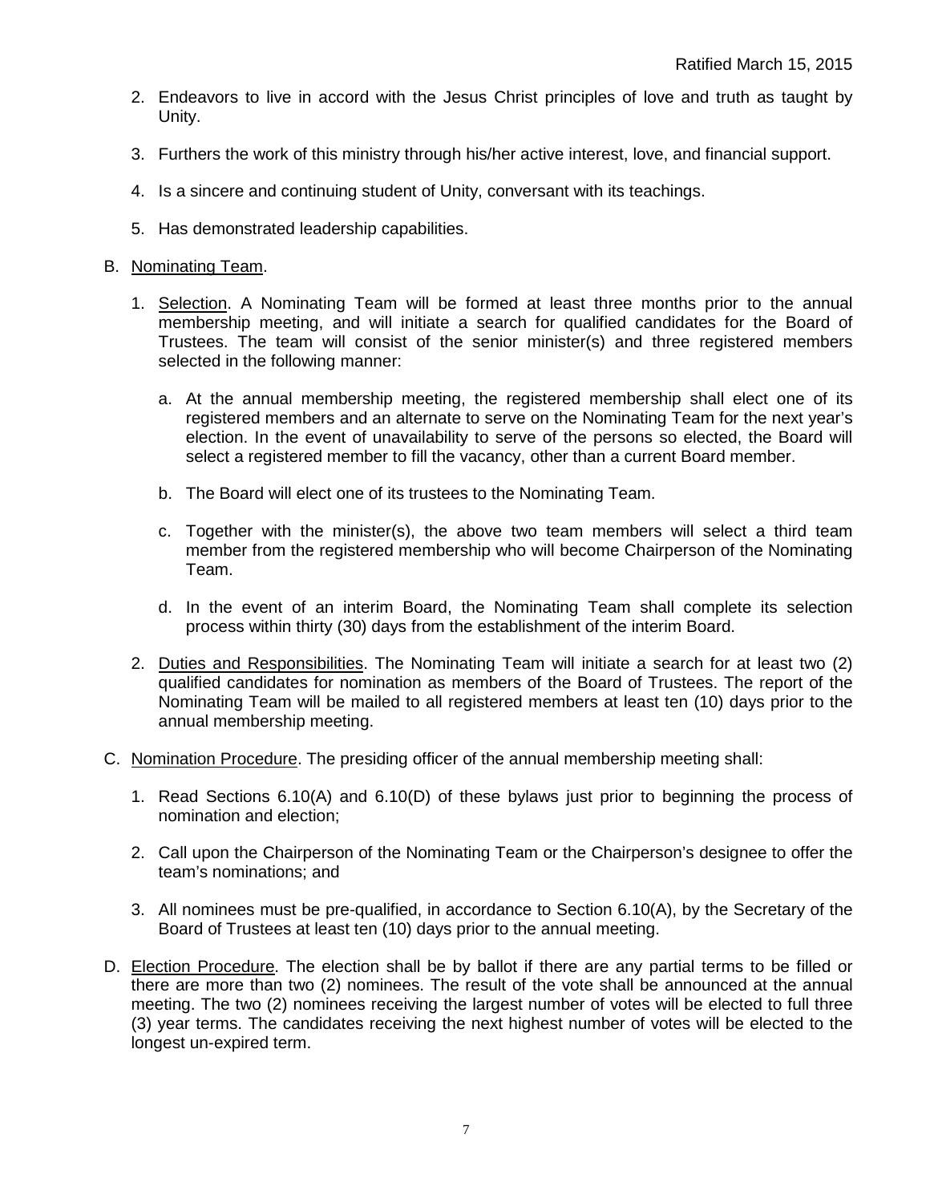2. Endeavors to live in accord with the Jesus Christ principles of love and truth as taught by Unity.

3. Furthers the work of this ministry through his/her active interest, love, and financial support.

4. Is a sincere and continuing student of Unity, conversant with its teachings.

5. Has demonstrated leadership capabilities.

B. Nominating Team.

   1. Selection. A Nominating Team will be formed at least three months prior to the annual membership meeting, and will initiate a search for qualified candidates for the Board of Trustees. The team will consist of the senior minister(s) and three registered members selected in the following manner:

      a. At the annual membership meeting, the registered membership shall elect one of its registered members and an alternate to serve on the Nominating Team for the next year's election. In the event of unavailability to serve of the persons so elected, the Board will select a registered member to fill the vacancy, other than a current Board member.

      b. The Board will elect one of its trustees to the Nominating Team.

      c. Together with the minister(s), the above two team members will select a third team member from the registered membership who will become Chairperson of the Nominating Team.

      d. In the event of an interim Board, the Nominating Team shall complete its selection process within thirty (30) days from the establishment of the interim Board.

   2. Duties and Responsibilities. The Nominating Team will initiate a search for at least two (2) qualified candidates for nomination as members of the Board of Trustees. The report of the Nominating Team will be mailed to all registered members at least ten (10) days prior to the annual membership meeting.

C. Nomination Procedure. The presiding officer of the annual membership meeting shall:

   1. Read Sections 6.10(A) and 6.10(D) of these bylaws just prior to beginning the process of nomination and election;

   2. Call upon the Chairperson of the Nominating Team or the Chairperson's designee to offer the team's nominations; and

   3. All nominees must be pre-qualified, in accordance to Section 6.10(A), by the Secretary of the Board of Trustees at least ten (10) days prior to the annual meeting.

D. Election Procedure. The election shall be by ballot if there are any partial terms to be filled or there are more than two (2) nominees. The result of the vote shall be announced at the annual meeting. The two (2) nominees receiving the largest number of votes will be elected to full three (3) year terms. The candidates receiving the next highest number of votes will be elected to the longest un-expired term.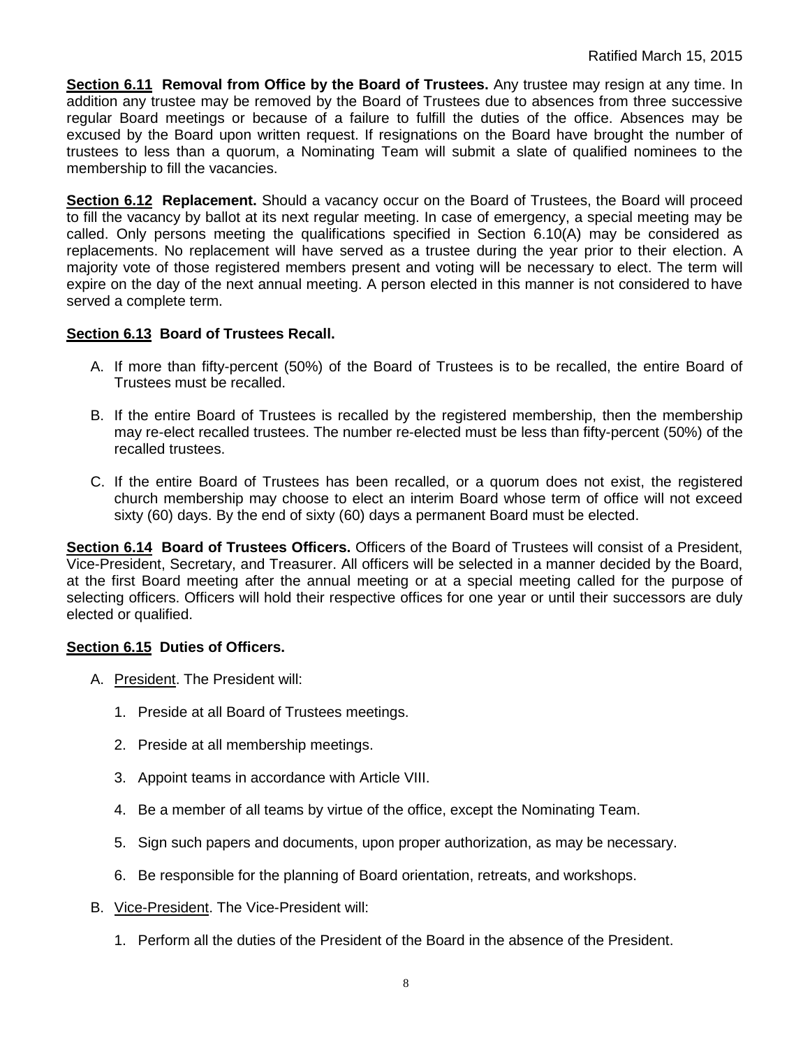**Section 6.11 Removal from Office by the Board of Trustees.** Any trustee may resign at any time. In addition any trustee may be removed by the Board of Trustees due to absences from three successive regular Board meetings or because of a failure to fulfill the duties of the office. Absences may be excused by the Board upon written request. If resignations on the Board have brought the number of trustees to less than a quorum, a Nominating Team will submit a slate of qualified nominees to the membership to fill the vacancies.

**Section 6.12 Replacement.** Should a vacancy occur on the Board of Trustees, the Board will proceed to fill the vacancy by ballot at its next regular meeting. In case of emergency, a special meeting may be called. Only persons meeting the qualifications specified in Section 6.10(A) may be considered as replacements. No replacement will have served as a trustee during the year prior to their election. A majority vote of those registered members present and voting will be necessary to elect. The term will expire on the day of the next annual meeting. A person elected in this manner is not considered to have served a complete term.

**Section 6.13 Board of Trustees Recall.**

A. If more than fifty-percent (50%) of the Board of Trustees is to be recalled, the entire Board of Trustees must be recalled.

B. If the entire Board of Trustees is recalled by the registered membership, then the membership may re-elect recalled trustees. The number re-elected must be less than fifty-percent (50%) of the recalled trustees.

C. If the entire Board of Trustees has been recalled, or a quorum does not exist, the registered church membership may choose to elect an interim Board whose term of office will not exceed sixty (60) days. By the end of sixty (60) days a permanent Board must be elected.

**Section 6.14 Board of Trustees Officers.** Officers of the Board of Trustees will consist of a President, Vice-President, Secretary, and Treasurer. All officers will be selected in a manner decided by the Board, at the first Board meeting after the annual meeting or at a special meeting called for the purpose of selecting officers. Officers will hold their respective offices for one year or until their successors are duly elected or qualified.

**Section 6.15 Duties of Officers.**

A. President. The President will:

1. Preside at all Board of Trustees meetings.
2. Preside at all membership meetings.
3. Appoint teams in accordance with Article VIII.
4. Be a member of all teams by virtue of the office, except the Nominating Team.
5. Sign such papers and documents, upon proper authorization, as may be necessary.
6. Be responsible for the planning of Board orientation, retreats, and workshops.

B. Vice-President. The Vice-President will:

1. Perform all the duties of the President of the Board in the absence of the President.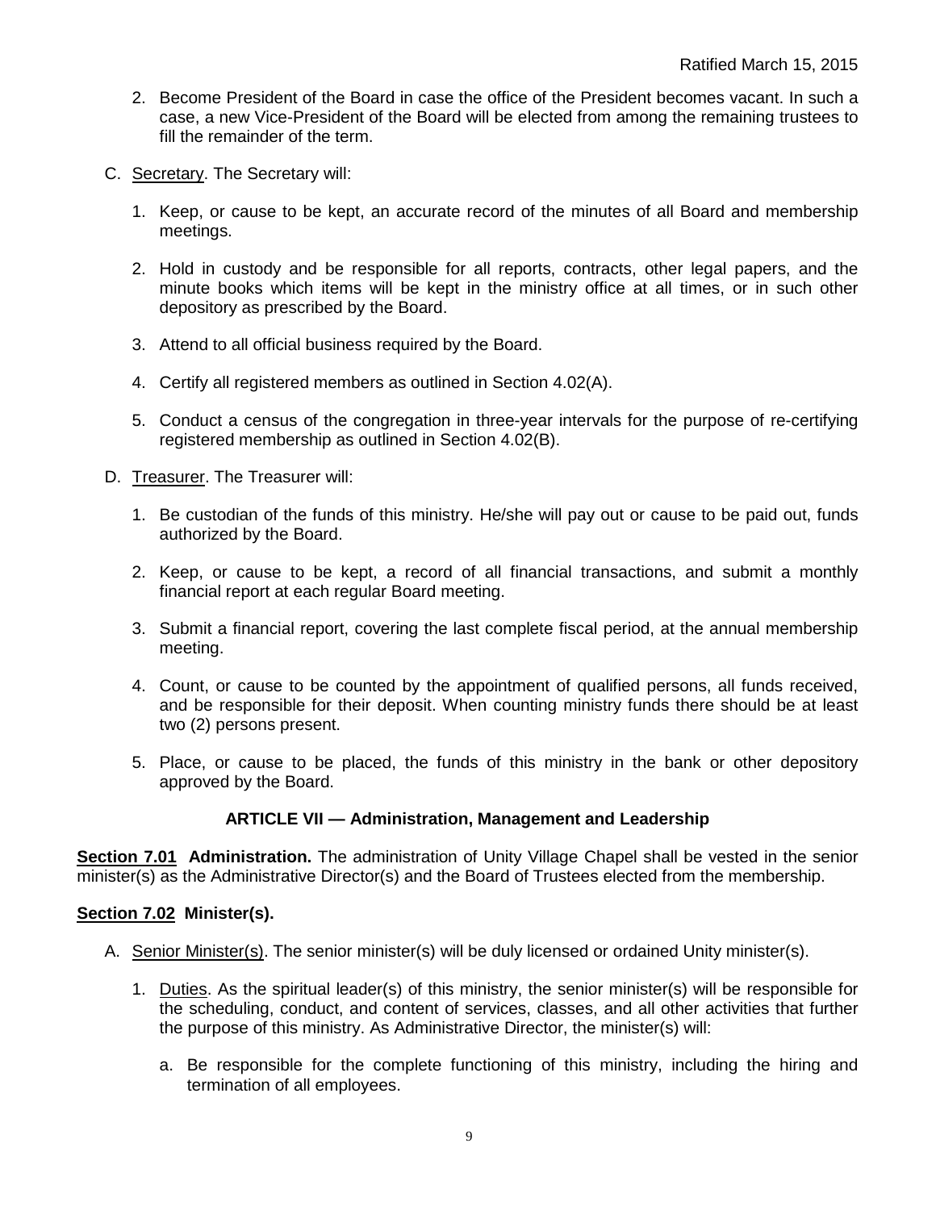2. Become President of the Board in case the office of the President becomes vacant. In such a case, a new Vice-President of the Board will be elected from among the remaining trustees to fill the remainder of the term.

C. Secretary. The Secretary will:

1. Keep, or cause to be kept, an accurate record of the minutes of all Board and membership meetings.
2. Hold in custody and be responsible for all reports, contracts, other legal papers, and the minute books which items will be kept in the ministry office at all times, or in such other depository as prescribed by the Board.
3. Attend to all official business required by the Board.
4. Certify all registered members as outlined in Section 4.02(A).
5. Conduct a census of the congregation in three-year intervals for the purpose of re-certifying registered membership as outlined in Section 4.02(B).

D. Treasurer. The Treasurer will:

1. Be custodian of the funds of this ministry. He/she will pay out or cause to be paid out, funds authorized by the Board.
2. Keep, or cause to be kept, a record of all financial transactions, and submit a monthly financial report at each regular Board meeting.
3. Submit a financial report, covering the last complete fiscal period, at the annual membership meeting.
4. Count, or cause to be counted by the appointment of qualified persons, all funds received, and be responsible for their deposit. When counting ministry funds there should be at least two (2) persons present.
5. Place, or cause to be placed, the funds of this ministry in the bank or other depository approved by the Board.

## ARTICLE VII — Administration, Management and Leadership

**Section 7.01 Administration.** The administration of Unity Village Chapel shall be vested in the senior minister(s) as the Administrative Director(s) and the Board of Trustees elected from the membership.

**Section 7.02 Minister(s).**

A. Senior Minister(s). The senior minister(s) will be duly licensed or ordained Unity minister(s).

1. Duties. As the spiritual leader(s) of this ministry, the senior minister(s) will be responsible for the scheduling, conduct, and content of services, classes, and all other activities that further the purpose of this ministry. As Administrative Director, the minister(s) will:

   a. Be responsible for the complete functioning of this ministry, including the hiring and termination of all employees.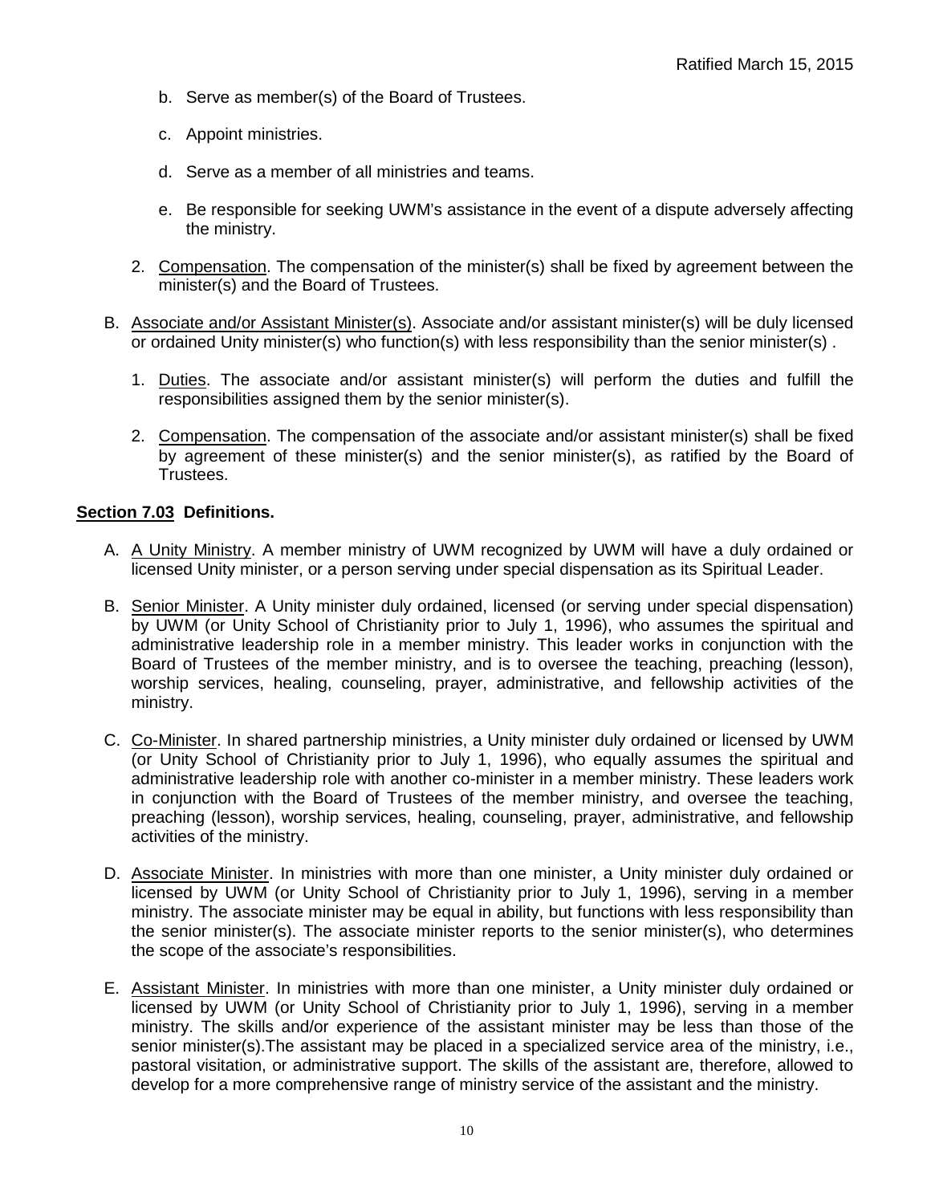b. Serve as member(s) of the Board of Trustees.

c. Appoint ministries.

d. Serve as a member of all ministries and teams.

e. Be responsible for seeking UWM's assistance in the event of a dispute adversely affecting the ministry.

2. Compensation. The compensation of the minister(s) shall be fixed by agreement between the minister(s) and the Board of Trustees.

B. Associate and/or Assistant Minister(s). Associate and/or assistant minister(s) will be duly licensed or ordained Unity minister(s) who function(s) with less responsibility than the senior minister(s) .

1. Duties. The associate and/or assistant minister(s) will perform the duties and fulfill the responsibilities assigned them by the senior minister(s).

2. Compensation. The compensation of the associate and/or assistant minister(s) shall be fixed by agreement of these minister(s) and the senior minister(s), as ratified by the Board of Trustees.

**Section 7.03 Definitions.**

A. A Unity Ministry. A member ministry of UWM recognized by UWM will have a duly ordained or licensed Unity minister, or a person serving under special dispensation as its Spiritual Leader.

B. Senior Minister. A Unity minister duly ordained, licensed (or serving under special dispensation) by UWM (or Unity School of Christianity prior to July 1, 1996), who assumes the spiritual and administrative leadership role in a member ministry. This leader works in conjunction with the Board of Trustees of the member ministry, and is to oversee the teaching, preaching (lesson), worship services, healing, counseling, prayer, administrative, and fellowship activities of the ministry.

C. Co-Minister. In shared partnership ministries, a Unity minister duly ordained or licensed by UWM (or Unity School of Christianity prior to July 1, 1996), who equally assumes the spiritual and administrative leadership role with another co-minister in a member ministry. These leaders work in conjunction with the Board of Trustees of the member ministry, and oversee the teaching, preaching (lesson), worship services, healing, counseling, prayer, administrative, and fellowship activities of the ministry.

D. Associate Minister. In ministries with more than one minister, a Unity minister duly ordained or licensed by UWM (or Unity School of Christianity prior to July 1, 1996), serving in a member ministry. The associate minister may be equal in ability, but functions with less responsibility than the senior minister(s). The associate minister reports to the senior minister(s), who determines the scope of the associate's responsibilities.

E. Assistant Minister. In ministries with more than one minister, a Unity minister duly ordained or licensed by UWM (or Unity School of Christianity prior to July 1, 1996), serving in a member ministry. The skills and/or experience of the assistant minister may be less than those of the senior minister(s).The assistant may be placed in a specialized service area of the ministry, i.e., pastoral visitation, or administrative support. The skills of the assistant are, therefore, allowed to develop for a more comprehensive range of ministry service of the assistant and the ministry.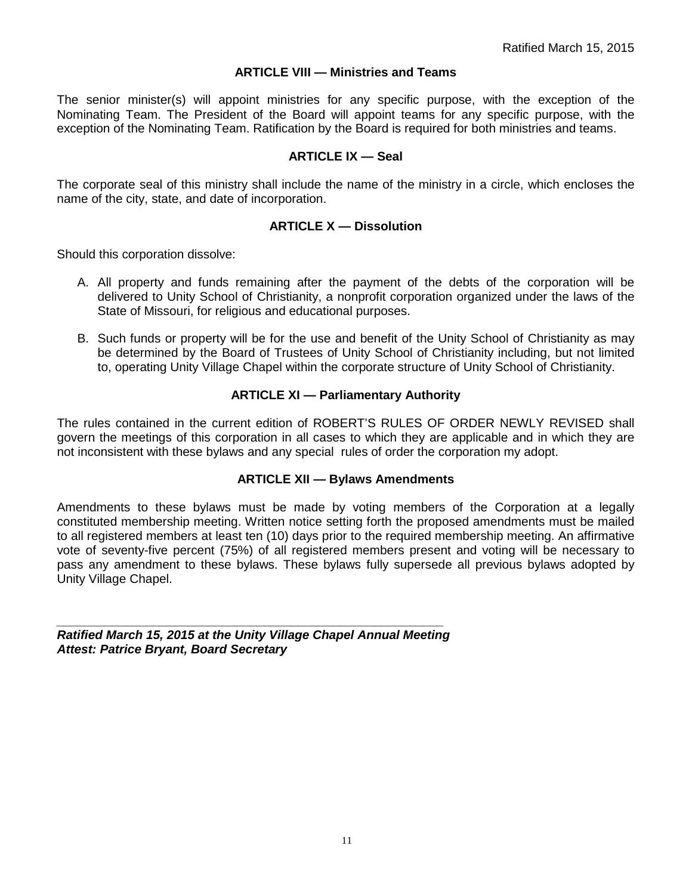### ARTICLE VIII — Ministries and Teams

The senior minister(s) will appoint ministries for any specific purpose, with the exception of the Nominating Team. The President of the Board will appoint teams for any specific purpose, with the exception of the Nominating Team. Ratification by the Board is required for both ministries and teams.

### ARTICLE IX — Seal

The corporate seal of this ministry shall include the name of the ministry in a circle, which encloses the name of the city, state, and date of incorporation.

### ARTICLE X — Dissolution

Should this corporation dissolve:

A. All property and funds remaining after the payment of the debts of the corporation will be delivered to Unity School of Christianity, a nonprofit corporation organized under the laws of the State of Missouri, for religious and educational purposes.

B. Such funds or property will be for the use and benefit of the Unity School of Christianity as may be determined by the Board of Trustees of Unity School of Christianity including, but not limited to, operating Unity Village Chapel within the corporate structure of Unity School of Christianity.

### ARTICLE XI — Parliamentary Authority

The rules contained in the current edition of ROBERT'S RULES OF ORDER NEWLY REVISED shall govern the meetings of this corporation in all cases to which they are applicable and in which they are not inconsistent with these bylaws and any special rules of order the corporation my adopt.

### ARTICLE XII — Bylaws Amendments

Amendments to these bylaws must be made by voting members of the Corporation at a legally constituted membership meeting. Written notice setting forth the proposed amendments must be mailed to all registered members at least ten (10) days prior to the required membership meeting. An affirmative vote of seventy-five percent (75%) of all registered members present and voting will be necessary to pass any amendment to these bylaws. These bylaws fully supersede all previous bylaws adopted by Unity Village Chapel.

---

***Ratified March 15, 2015 at the Unity Village Chapel Annual Meeting***
***Attest: Patrice Bryant, Board Secretary***